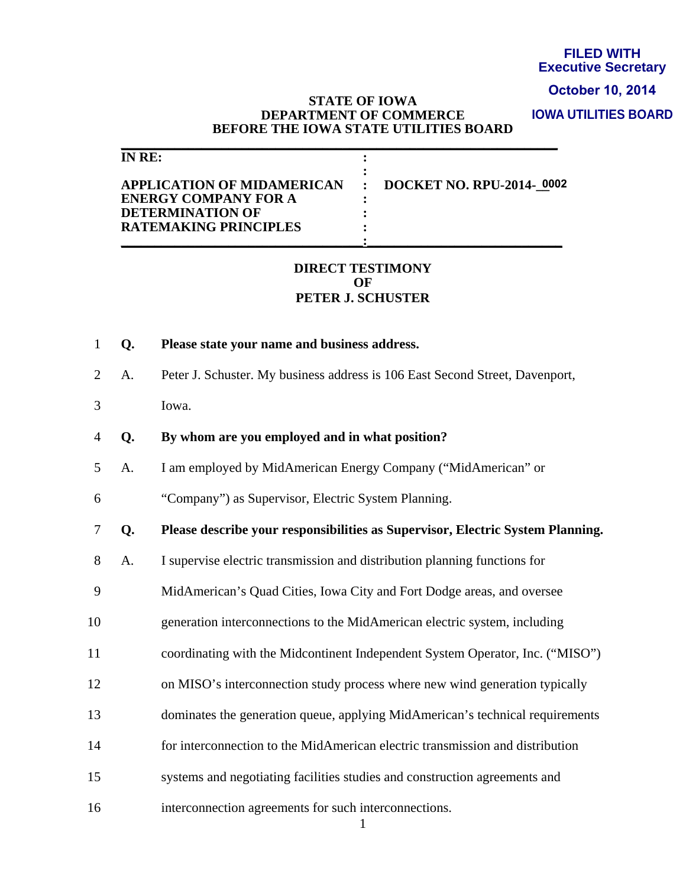**FILED WITH**
**Executive Secretary**
**October 10, 2014**
**IOWA UTILITIES BOARD**

**STATE OF IOWA**
**DEPARTMENT OF COMMERCE**
**BEFORE THE IOWA STATE UTILITIES BOARD**

| IN RE: | | |
|---|---|---|
| **APPLICATION OF MIDAMERICAN ENERGY COMPANY FOR A DETERMINATION OF RATEMAKING PRINCIPLES** | : | **DOCKET NO. RPU-2014-_0002** |

**DIRECT TESTIMONY**
**OF**
**PETER J. SCHUSTER**

1 **Q. Please state your name and business address.**

2 A. Peter J. Schuster. My business address is 106 East Second Street, Davenport,
3 Iowa.

4 **Q. By whom are you employed and in what position?**

5 A. I am employed by MidAmerican Energy Company ("MidAmerican" or
6 "Company") as Supervisor, Electric System Planning.

7 **Q. Please describe your responsibilities as Supervisor, Electric System Planning.**

8 A. I supervise electric transmission and distribution planning functions for
9 MidAmerican's Quad Cities, Iowa City and Fort Dodge areas, and oversee
10 generation interconnections to the MidAmerican electric system, including
11 coordinating with the Midcontinent Independent System Operator, Inc. ("MISO")
12 on MISO's interconnection study process where new wind generation typically
13 dominates the generation queue, applying MidAmerican's technical requirements
14 for interconnection to the MidAmerican electric transmission and distribution
15 systems and negotiating facilities studies and construction agreements and
16 interconnection agreements for such interconnections.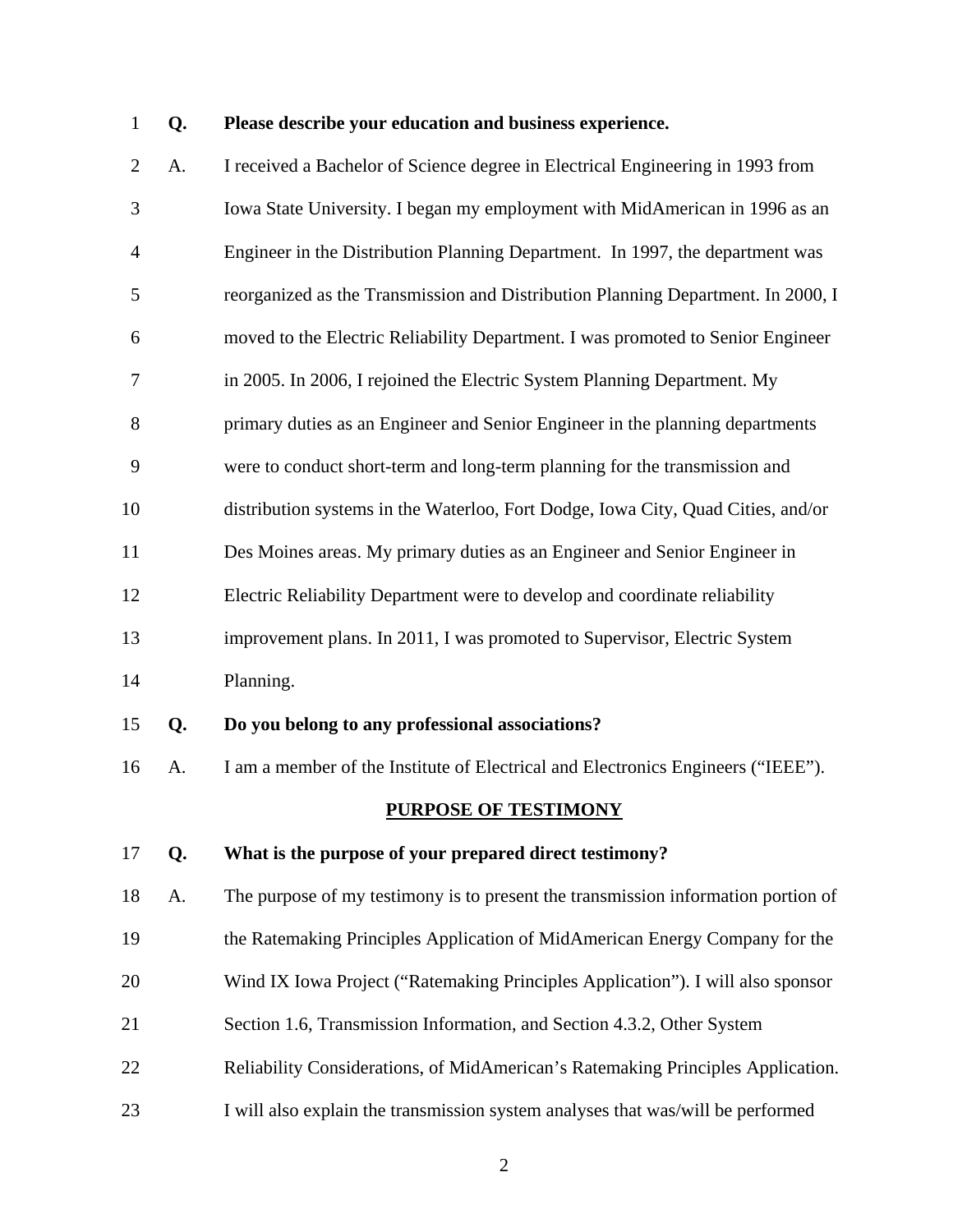**Q. Please describe your education and business experience.**

A. I received a Bachelor of Science degree in Electrical Engineering in 1993 from Iowa State University. I began my employment with MidAmerican in 1996 as an Engineer in the Distribution Planning Department. In 1997, the department was reorganized as the Transmission and Distribution Planning Department. In 2000, I moved to the Electric Reliability Department. I was promoted to Senior Engineer in 2005. In 2006, I rejoined the Electric System Planning Department. My primary duties as an Engineer and Senior Engineer in the planning departments were to conduct short-term and long-term planning for the transmission and distribution systems in the Waterloo, Fort Dodge, Iowa City, Quad Cities, and/or Des Moines areas. My primary duties as an Engineer and Senior Engineer in Electric Reliability Department were to develop and coordinate reliability improvement plans. In 2011, I was promoted to Supervisor, Electric System Planning.

**Q. Do you belong to any professional associations?**

A. I am a member of the Institute of Electrical and Electronics Engineers ("IEEE").

## PURPOSE OF TESTIMONY

**Q. What is the purpose of your prepared direct testimony?**

A. The purpose of my testimony is to present the transmission information portion of the Ratemaking Principles Application of MidAmerican Energy Company for the Wind IX Iowa Project ("Ratemaking Principles Application"). I will also sponsor Section 1.6, Transmission Information, and Section 4.3.2, Other System Reliability Considerations, of MidAmerican's Ratemaking Principles Application. I will also explain the transmission system analyses that was/will be performed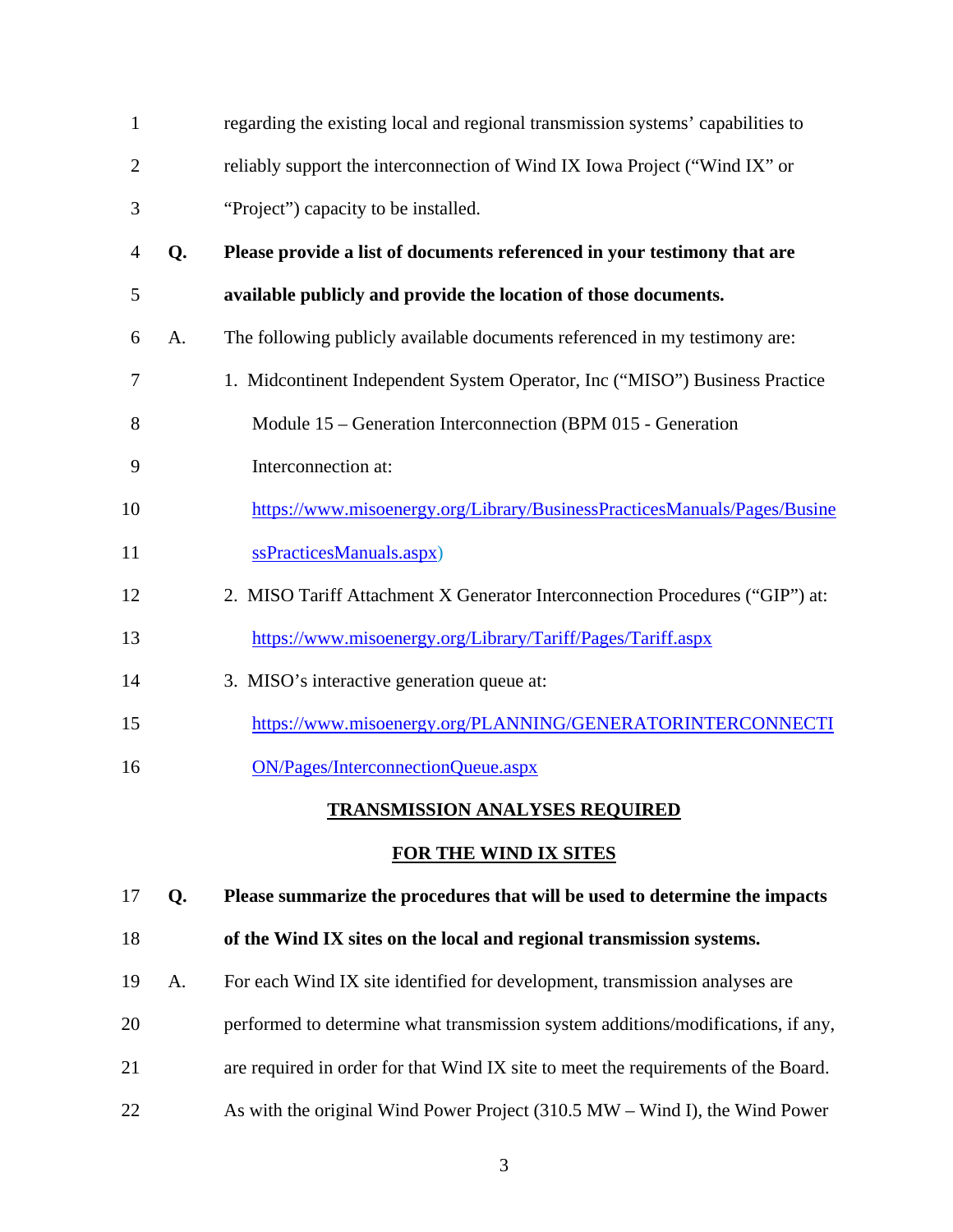regarding the existing local and regional transmission systems' capabilities to reliably support the interconnection of Wind IX Iowa Project ("Wind IX" or "Project") capacity to be installed.

**Q. Please provide a list of documents referenced in your testimony that are available publicly and provide the location of those documents.**

A. The following publicly available documents referenced in my testimony are:

1. Midcontinent Independent System Operator, Inc ("MISO") Business Practice Module 15 – Generation Interconnection (BPM 015 - Generation Interconnection at: https://www.misoenergy.org/Library/BusinessPracticesManuals/Pages/BusinessPracticesManuals.aspx)
2. MISO Tariff Attachment X Generator Interconnection Procedures ("GIP") at: https://www.misoenergy.org/Library/Tariff/Pages/Tariff.aspx
3. MISO's interactive generation queue at: https://www.misoenergy.org/PLANNING/GENERATORINTERCONNECTION/Pages/InterconnectionQueue.aspx

## TRANSMISSION ANALYSES REQUIRED FOR THE WIND IX SITES

**Q. Please summarize the procedures that will be used to determine the impacts of the Wind IX sites on the local and regional transmission systems.**

A. For each Wind IX site identified for development, transmission analyses are performed to determine what transmission system additions/modifications, if any, are required in order for that Wind IX site to meet the requirements of the Board. As with the original Wind Power Project (310.5 MW – Wind I), the Wind Power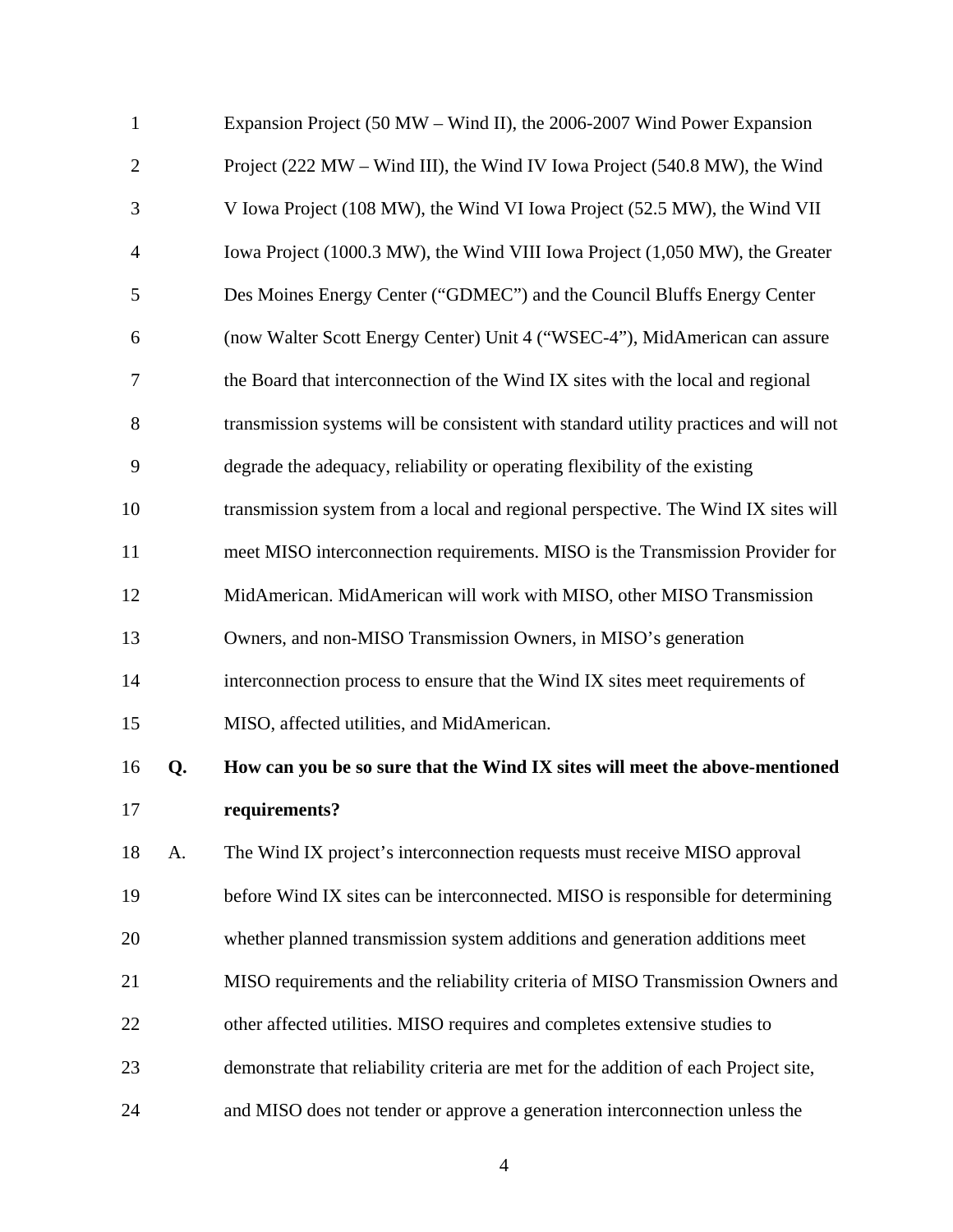Expansion Project (50 MW – Wind II), the 2006-2007 Wind Power Expansion Project (222 MW – Wind III), the Wind IV Iowa Project (540.8 MW), the Wind V Iowa Project (108 MW), the Wind VI Iowa Project (52.5 MW), the Wind VII Iowa Project (1000.3 MW), the Wind VIII Iowa Project (1,050 MW), the Greater Des Moines Energy Center ("GDMEC") and the Council Bluffs Energy Center (now Walter Scott Energy Center) Unit 4 ("WSEC-4"), MidAmerican can assure the Board that interconnection of the Wind IX sites with the local and regional transmission systems will be consistent with standard utility practices and will not degrade the adequacy, reliability or operating flexibility of the existing transmission system from a local and regional perspective. The Wind IX sites will meet MISO interconnection requirements. MISO is the Transmission Provider for MidAmerican. MidAmerican will work with MISO, other MISO Transmission Owners, and non-MISO Transmission Owners, in MISO's generation interconnection process to ensure that the Wind IX sites meet requirements of MISO, affected utilities, and MidAmerican.

**Q. How can you be so sure that the Wind IX sites will meet the above-mentioned requirements?**

A. The Wind IX project's interconnection requests must receive MISO approval before Wind IX sites can be interconnected. MISO is responsible for determining whether planned transmission system additions and generation additions meet MISO requirements and the reliability criteria of MISO Transmission Owners and other affected utilities. MISO requires and completes extensive studies to demonstrate that reliability criteria are met for the addition of each Project site, and MISO does not tender or approve a generation interconnection unless the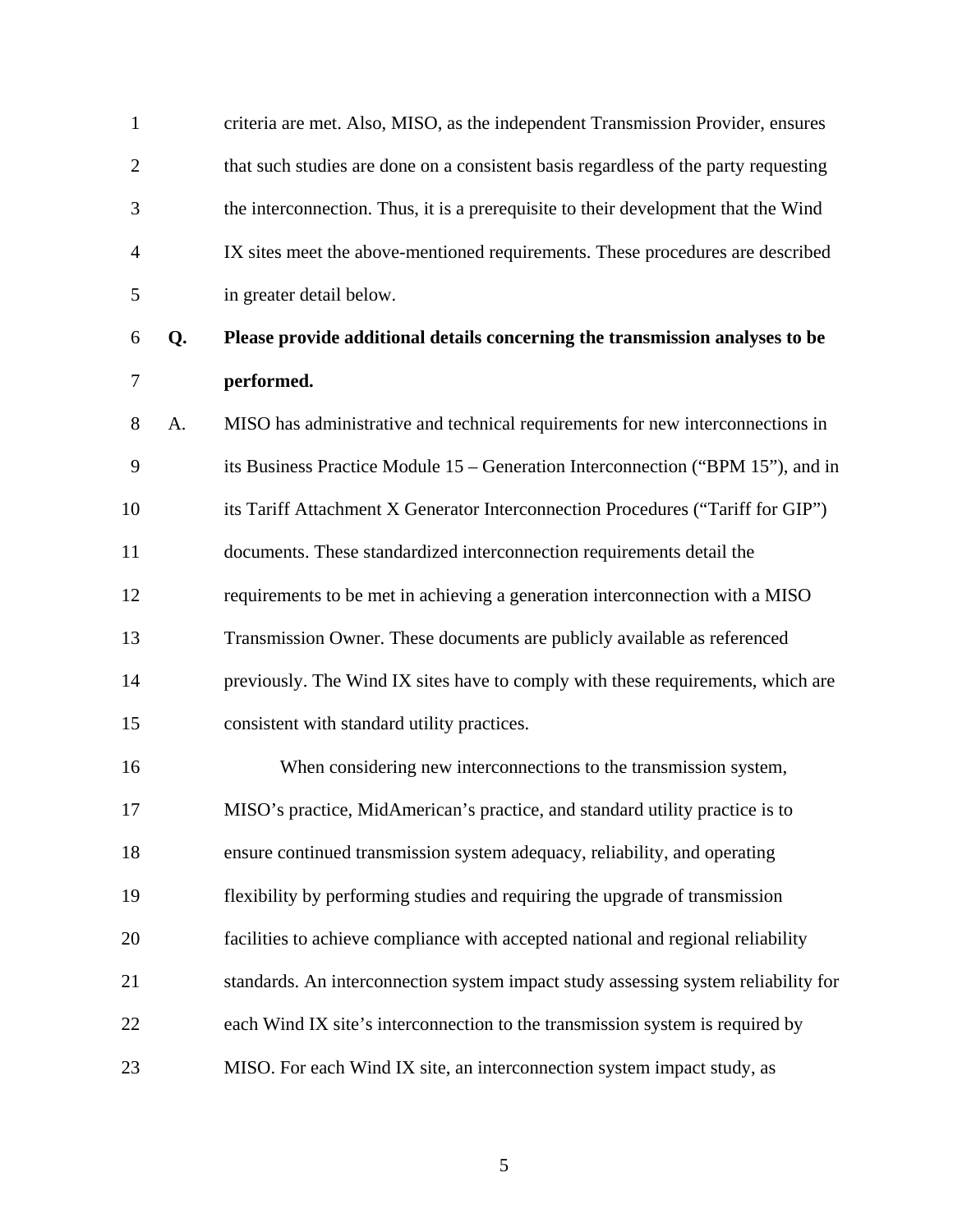criteria are met. Also, MISO, as the independent Transmission Provider, ensures that such studies are done on a consistent basis regardless of the party requesting the interconnection. Thus, it is a prerequisite to their development that the Wind IX sites meet the above-mentioned requirements. These procedures are described in greater detail below.

**Q. Please provide additional details concerning the transmission analyses to be performed.**

A. MISO has administrative and technical requirements for new interconnections in its Business Practice Module 15 – Generation Interconnection ("BPM 15"), and in its Tariff Attachment X Generator Interconnection Procedures ("Tariff for GIP") documents. These standardized interconnection requirements detail the requirements to be met in achieving a generation interconnection with a MISO Transmission Owner. These documents are publicly available as referenced previously. The Wind IX sites have to comply with these requirements, which are consistent with standard utility practices.

When considering new interconnections to the transmission system, MISO's practice, MidAmerican's practice, and standard utility practice is to ensure continued transmission system adequacy, reliability, and operating flexibility by performing studies and requiring the upgrade of transmission facilities to achieve compliance with accepted national and regional reliability standards. An interconnection system impact study assessing system reliability for each Wind IX site's interconnection to the transmission system is required by MISO. For each Wind IX site, an interconnection system impact study, as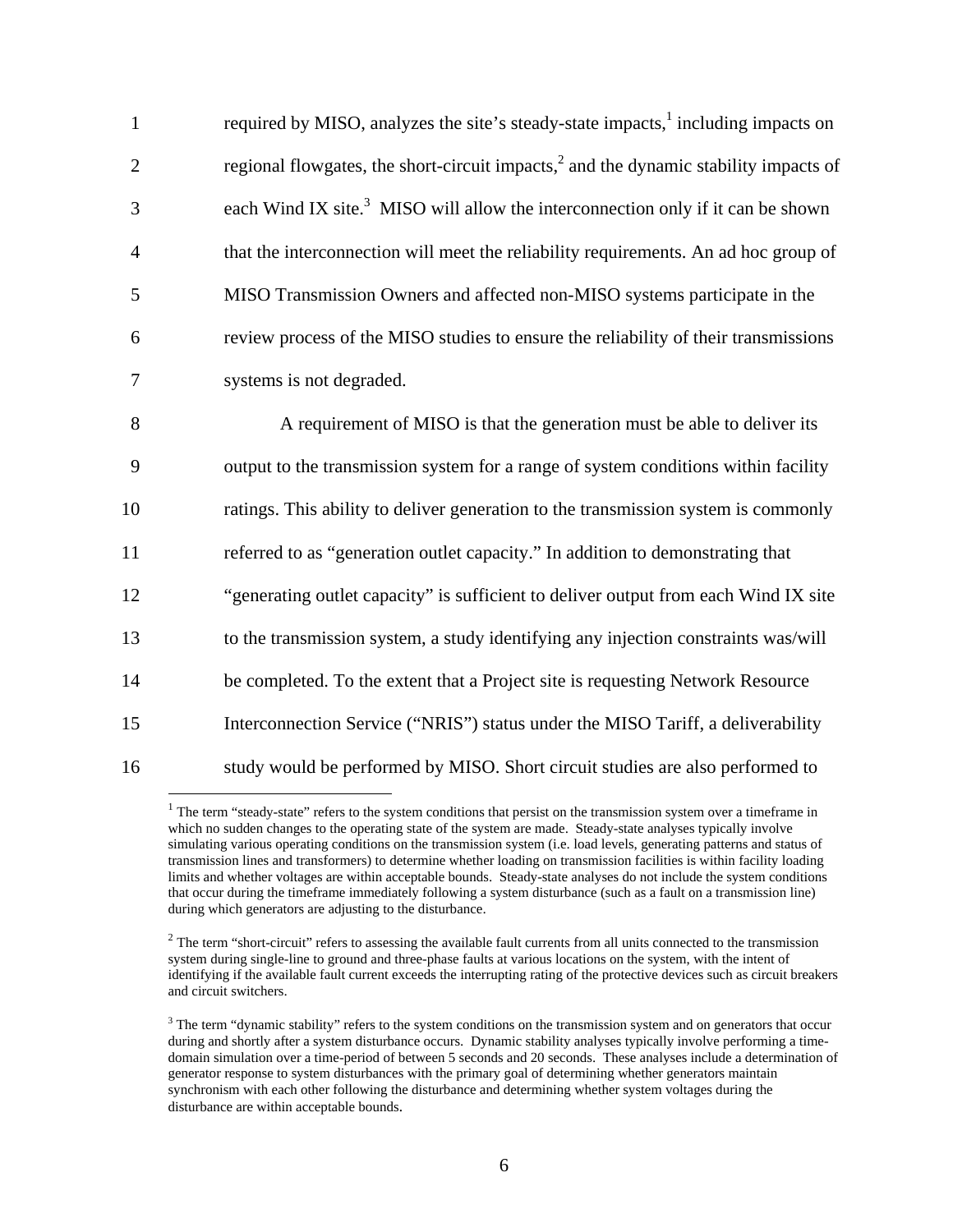required by MISO, analyzes the site's steady-state impacts,[1] including impacts on regional flowgates, the short-circuit impacts,[2] and the dynamic stability impacts of each Wind IX site.[3] MISO will allow the interconnection only if it can be shown that the interconnection will meet the reliability requirements. An ad hoc group of MISO Transmission Owners and affected non-MISO systems participate in the review process of the MISO studies to ensure the reliability of their transmissions systems is not degraded.

A requirement of MISO is that the generation must be able to deliver its output to the transmission system for a range of system conditions within facility ratings. This ability to deliver generation to the transmission system is commonly referred to as "generation outlet capacity." In addition to demonstrating that "generating outlet capacity" is sufficient to deliver output from each Wind IX site to the transmission system, a study identifying any injection constraints was/will be completed. To the extent that a Project site is requesting Network Resource Interconnection Service ("NRIS") status under the MISO Tariff, a deliverability study would be performed by MISO. Short circuit studies are also performed to

---

[1] The term "steady-state" refers to the system conditions that persist on the transmission system over a timeframe in which no sudden changes to the operating state of the system are made. Steady-state analyses typically involve simulating various operating conditions on the transmission system (i.e. load levels, generating patterns and status of transmission lines and transformers) to determine whether loading on transmission facilities is within facility loading limits and whether voltages are within acceptable bounds. Steady-state analyses do not include the system conditions that occur during the timeframe immediately following a system disturbance (such as a fault on a transmission line) during which generators are adjusting to the disturbance.

[2] The term "short-circuit" refers to assessing the available fault currents from all units connected to the transmission system during single-line to ground and three-phase faults at various locations on the system, with the intent of identifying if the available fault current exceeds the interrupting rating of the protective devices such as circuit breakers and circuit switchers.

[3] The term "dynamic stability" refers to the system conditions on the transmission system and on generators that occur during and shortly after a system disturbance occurs. Dynamic stability analyses typically involve performing a time-domain simulation over a time-period of between 5 seconds and 20 seconds. These analyses include a determination of generator response to system disturbances with the primary goal of determining whether generators maintain synchronism with each other following the disturbance and determining whether system voltages during the disturbance are within acceptable bounds.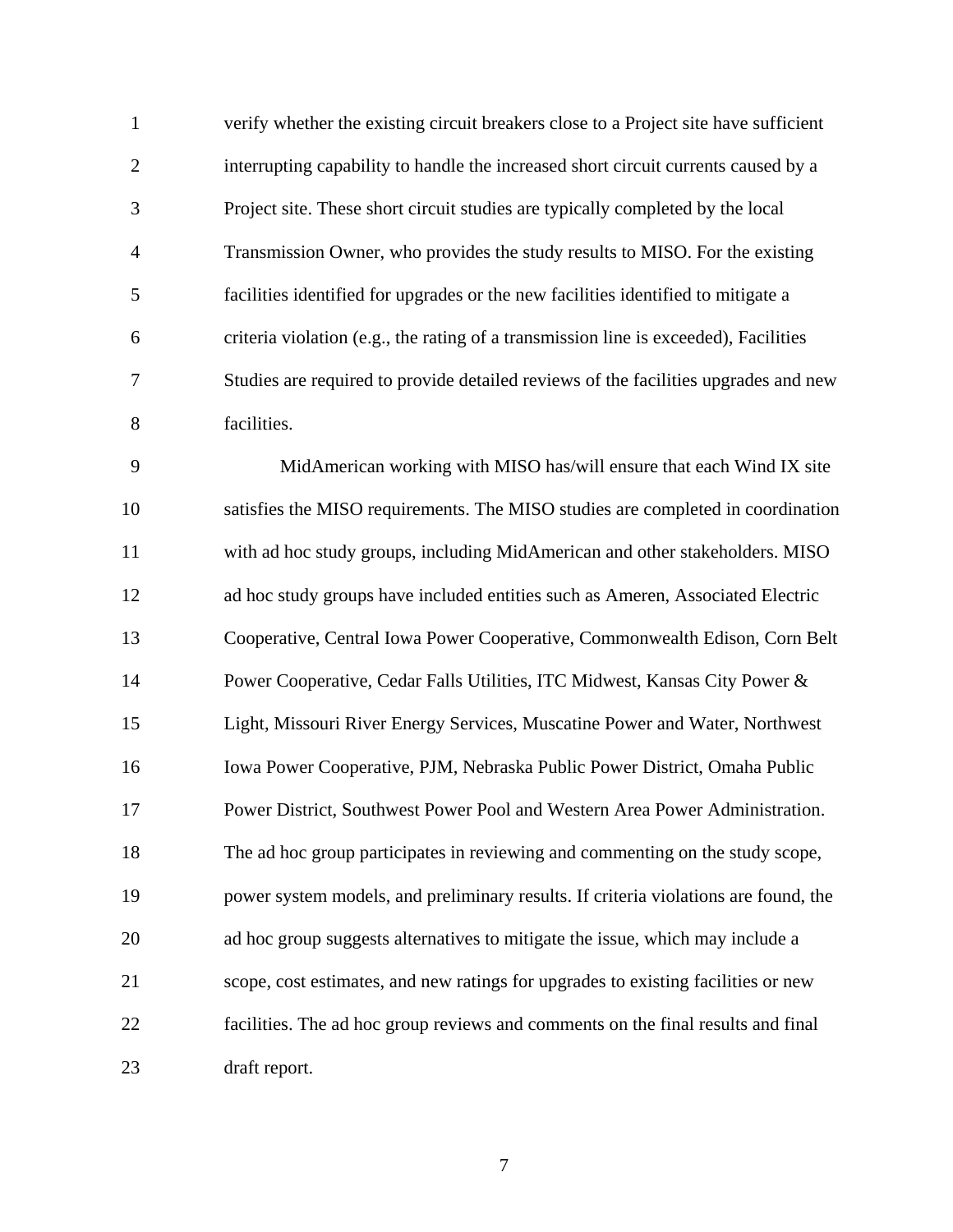verify whether the existing circuit breakers close to a Project site have sufficient interrupting capability to handle the increased short circuit currents caused by a Project site. These short circuit studies are typically completed by the local Transmission Owner, who provides the study results to MISO. For the existing facilities identified for upgrades or the new facilities identified to mitigate a criteria violation (e.g., the rating of a transmission line is exceeded), Facilities Studies are required to provide detailed reviews of the facilities upgrades and new facilities.

MidAmerican working with MISO has/will ensure that each Wind IX site satisfies the MISO requirements. The MISO studies are completed in coordination with ad hoc study groups, including MidAmerican and other stakeholders. MISO ad hoc study groups have included entities such as Ameren, Associated Electric Cooperative, Central Iowa Power Cooperative, Commonwealth Edison, Corn Belt Power Cooperative, Cedar Falls Utilities, ITC Midwest, Kansas City Power & Light, Missouri River Energy Services, Muscatine Power and Water, Northwest Iowa Power Cooperative, PJM, Nebraska Public Power District, Omaha Public Power District, Southwest Power Pool and Western Area Power Administration. The ad hoc group participates in reviewing and commenting on the study scope, power system models, and preliminary results. If criteria violations are found, the ad hoc group suggests alternatives to mitigate the issue, which may include a scope, cost estimates, and new ratings for upgrades to existing facilities or new facilities. The ad hoc group reviews and comments on the final results and final draft report.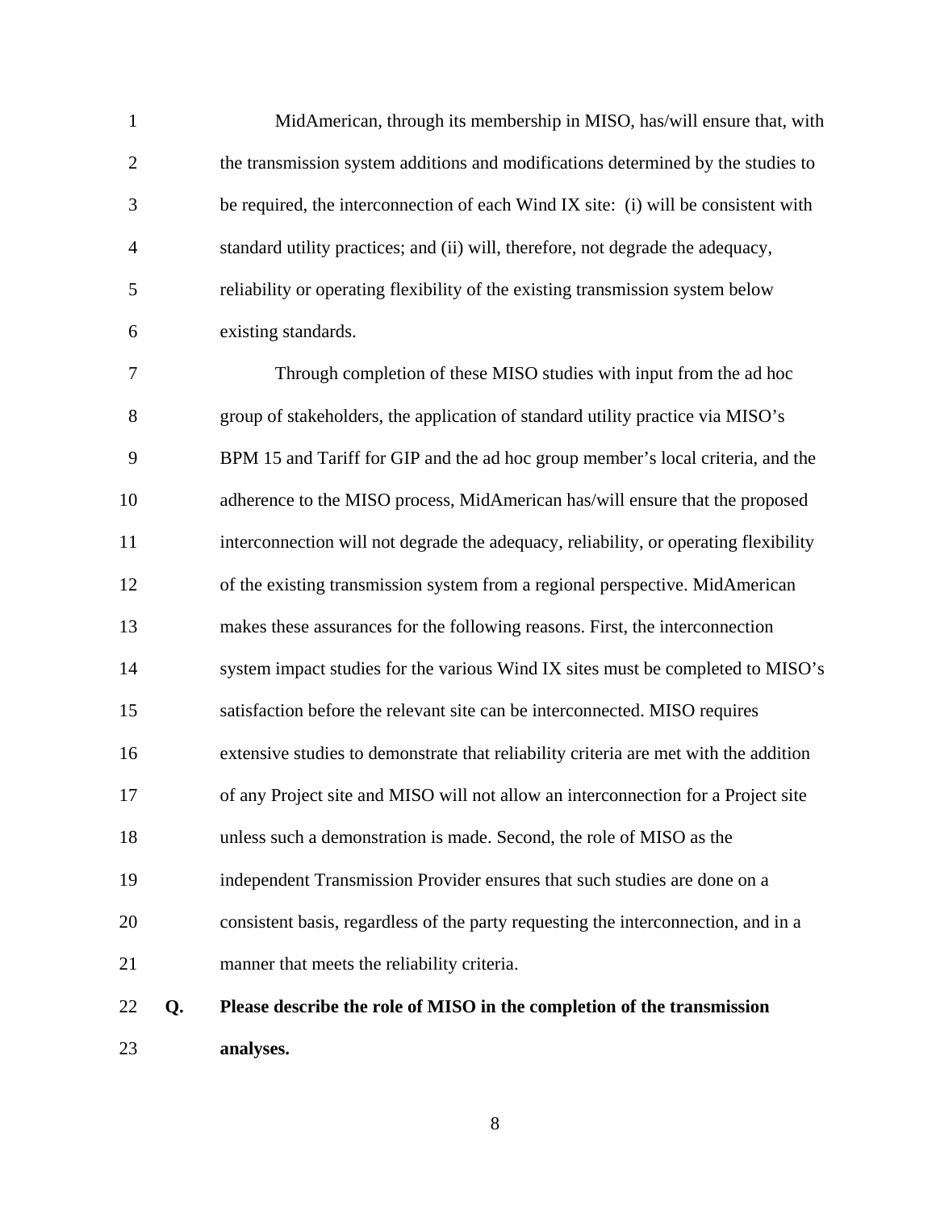MidAmerican, through its membership in MISO, has/will ensure that, with the transmission system additions and modifications determined by the studies to be required, the interconnection of each Wind IX site: (i) will be consistent with standard utility practices; and (ii) will, therefore, not degrade the adequacy, reliability or operating flexibility of the existing transmission system below existing standards.

Through completion of these MISO studies with input from the ad hoc group of stakeholders, the application of standard utility practice via MISO's BPM 15 and Tariff for GIP and the ad hoc group member's local criteria, and the adherence to the MISO process, MidAmerican has/will ensure that the proposed interconnection will not degrade the adequacy, reliability, or operating flexibility of the existing transmission system from a regional perspective. MidAmerican makes these assurances for the following reasons. First, the interconnection system impact studies for the various Wind IX sites must be completed to MISO's satisfaction before the relevant site can be interconnected. MISO requires extensive studies to demonstrate that reliability criteria are met with the addition of any Project site and MISO will not allow an interconnection for a Project site unless such a demonstration is made. Second, the role of MISO as the independent Transmission Provider ensures that such studies are done on a consistent basis, regardless of the party requesting the interconnection, and in a manner that meets the reliability criteria.

**Q. Please describe the role of MISO in the completion of the transmission analyses.**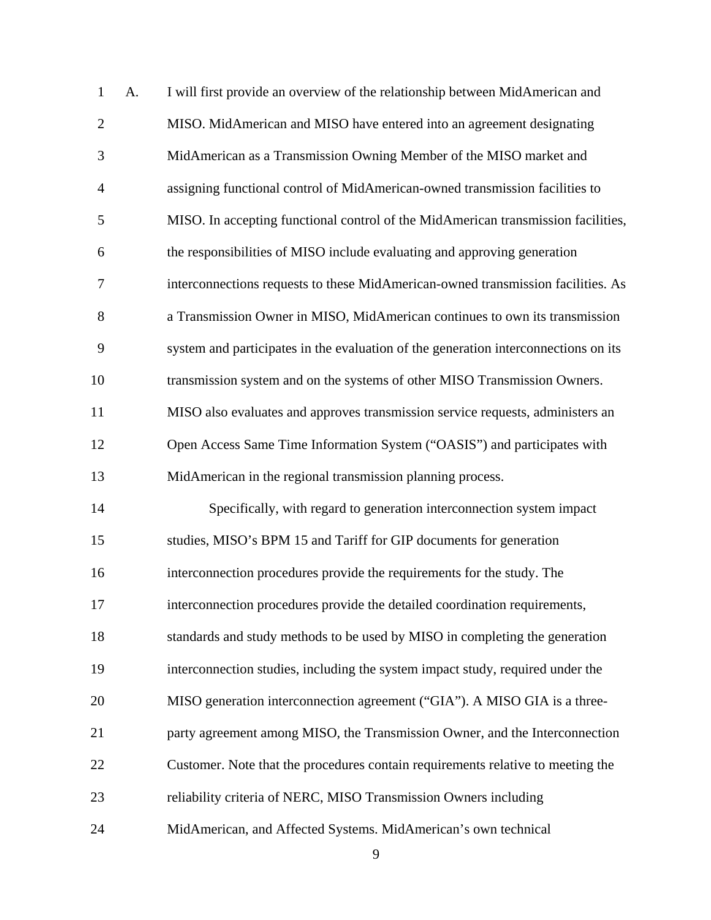A. I will first provide an overview of the relationship between MidAmerican and MISO. MidAmerican and MISO have entered into an agreement designating MidAmerican as a Transmission Owning Member of the MISO market and assigning functional control of MidAmerican-owned transmission facilities to MISO. In accepting functional control of the MidAmerican transmission facilities, the responsibilities of MISO include evaluating and approving generation interconnections requests to these MidAmerican-owned transmission facilities. As a Transmission Owner in MISO, MidAmerican continues to own its transmission system and participates in the evaluation of the generation interconnections on its transmission system and on the systems of other MISO Transmission Owners. MISO also evaluates and approves transmission service requests, administers an Open Access Same Time Information System ("OASIS") and participates with MidAmerican in the regional transmission planning process.

Specifically, with regard to generation interconnection system impact studies, MISO's BPM 15 and Tariff for GIP documents for generation interconnection procedures provide the requirements for the study. The interconnection procedures provide the detailed coordination requirements, standards and study methods to be used by MISO in completing the generation interconnection studies, including the system impact study, required under the MISO generation interconnection agreement ("GIA"). A MISO GIA is a three-party agreement among MISO, the Transmission Owner, and the Interconnection Customer. Note that the procedures contain requirements relative to meeting the reliability criteria of NERC, MISO Transmission Owners including MidAmerican, and Affected Systems. MidAmerican's own technical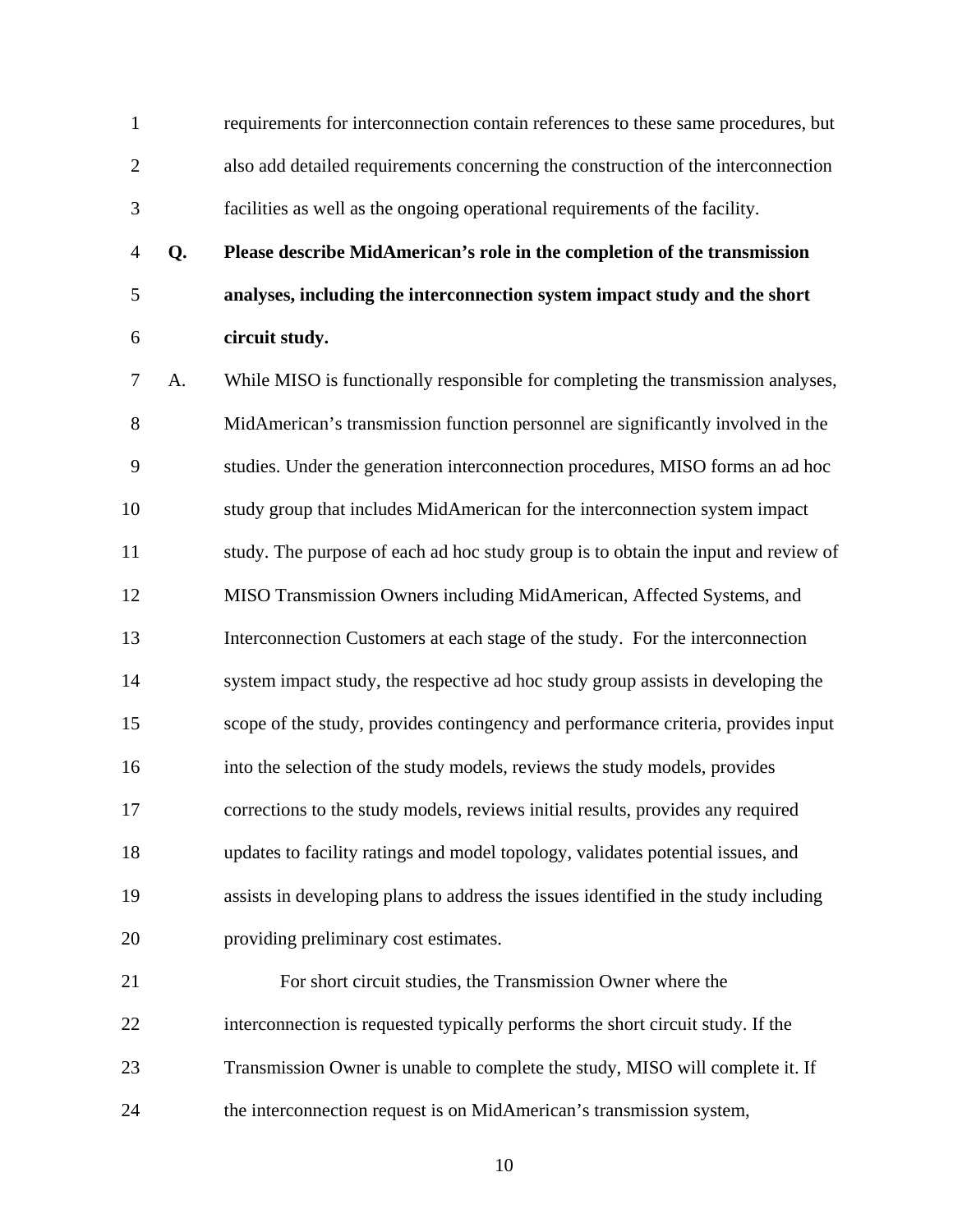requirements for interconnection contain references to these same procedures, but also add detailed requirements concerning the construction of the interconnection facilities as well as the ongoing operational requirements of the facility.

**Q. Please describe MidAmerican's role in the completion of the transmission analyses, including the interconnection system impact study and the short circuit study.**

A. While MISO is functionally responsible for completing the transmission analyses, MidAmerican's transmission function personnel are significantly involved in the studies. Under the generation interconnection procedures, MISO forms an ad hoc study group that includes MidAmerican for the interconnection system impact study. The purpose of each ad hoc study group is to obtain the input and review of MISO Transmission Owners including MidAmerican, Affected Systems, and Interconnection Customers at each stage of the study. For the interconnection system impact study, the respective ad hoc study group assists in developing the scope of the study, provides contingency and performance criteria, provides input into the selection of the study models, reviews the study models, provides corrections to the study models, reviews initial results, provides any required updates to facility ratings and model topology, validates potential issues, and assists in developing plans to address the issues identified in the study including providing preliminary cost estimates.

For short circuit studies, the Transmission Owner where the interconnection is requested typically performs the short circuit study. If the Transmission Owner is unable to complete the study, MISO will complete it. If the interconnection request is on MidAmerican's transmission system,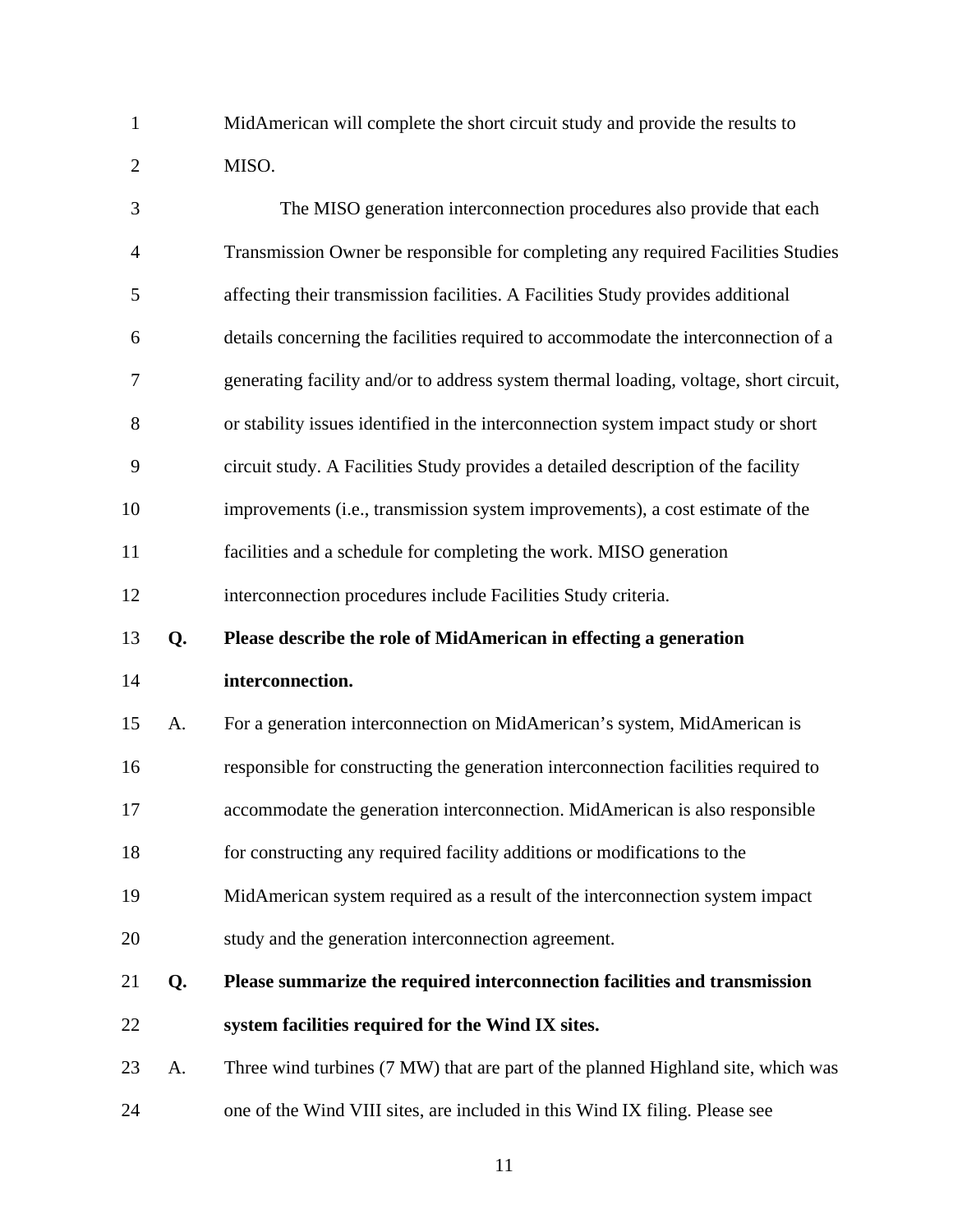MidAmerican will complete the short circuit study and provide the results to MISO.

The MISO generation interconnection procedures also provide that each Transmission Owner be responsible for completing any required Facilities Studies affecting their transmission facilities. A Facilities Study provides additional details concerning the facilities required to accommodate the interconnection of a generating facility and/or to address system thermal loading, voltage, short circuit, or stability issues identified in the interconnection system impact study or short circuit study. A Facilities Study provides a detailed description of the facility improvements (i.e., transmission system improvements), a cost estimate of the facilities and a schedule for completing the work. MISO generation interconnection procedures include Facilities Study criteria.

**Q. Please describe the role of MidAmerican in effecting a generation interconnection.**

A. For a generation interconnection on MidAmerican's system, MidAmerican is responsible for constructing the generation interconnection facilities required to accommodate the generation interconnection. MidAmerican is also responsible for constructing any required facility additions or modifications to the MidAmerican system required as a result of the interconnection system impact study and the generation interconnection agreement.

**Q. Please summarize the required interconnection facilities and transmission system facilities required for the Wind IX sites.**

A. Three wind turbines (7 MW) that are part of the planned Highland site, which was one of the Wind VIII sites, are included in this Wind IX filing. Please see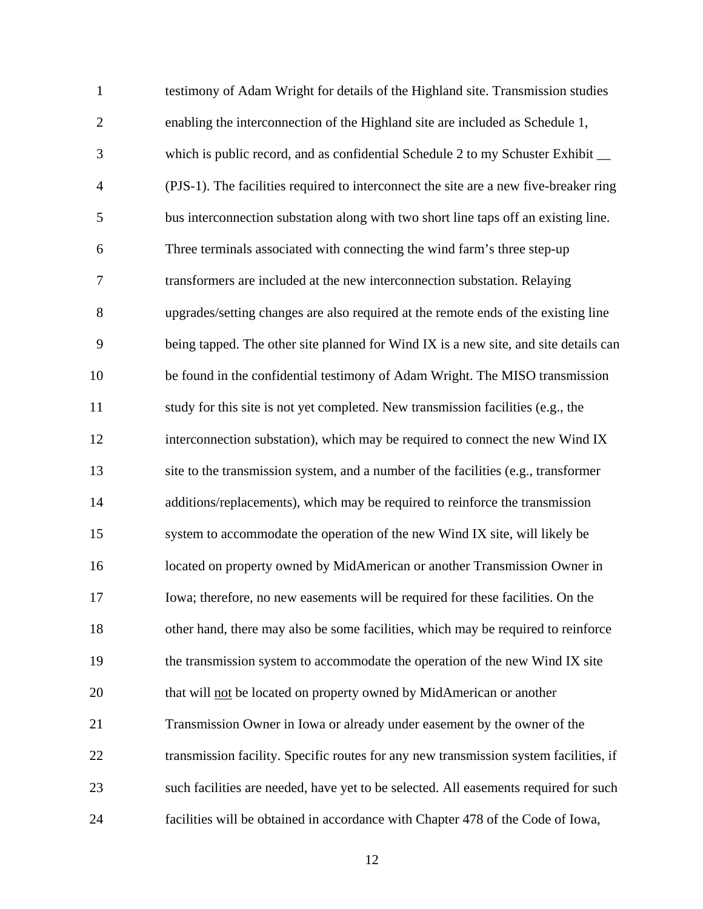testimony of Adam Wright for details of the Highland site. Transmission studies enabling the interconnection of the Highland site are included as Schedule 1, which is public record, and as confidential Schedule 2 to my Schuster Exhibit __ (PJS-1). The facilities required to interconnect the site are a new five-breaker ring bus interconnection substation along with two short line taps off an existing line. Three terminals associated with connecting the wind farm's three step-up transformers are included at the new interconnection substation. Relaying upgrades/setting changes are also required at the remote ends of the existing line being tapped. The other site planned for Wind IX is a new site, and site details can be found in the confidential testimony of Adam Wright. The MISO transmission study for this site is not yet completed. New transmission facilities (e.g., the interconnection substation), which may be required to connect the new Wind IX site to the transmission system, and a number of the facilities (e.g., transformer additions/replacements), which may be required to reinforce the transmission system to accommodate the operation of the new Wind IX site, will likely be located on property owned by MidAmerican or another Transmission Owner in Iowa; therefore, no new easements will be required for these facilities. On the other hand, there may also be some facilities, which may be required to reinforce the transmission system to accommodate the operation of the new Wind IX site that will not be located on property owned by MidAmerican or another Transmission Owner in Iowa or already under easement by the owner of the transmission facility. Specific routes for any new transmission system facilities, if such facilities are needed, have yet to be selected. All easements required for such facilities will be obtained in accordance with Chapter 478 of the Code of Iowa,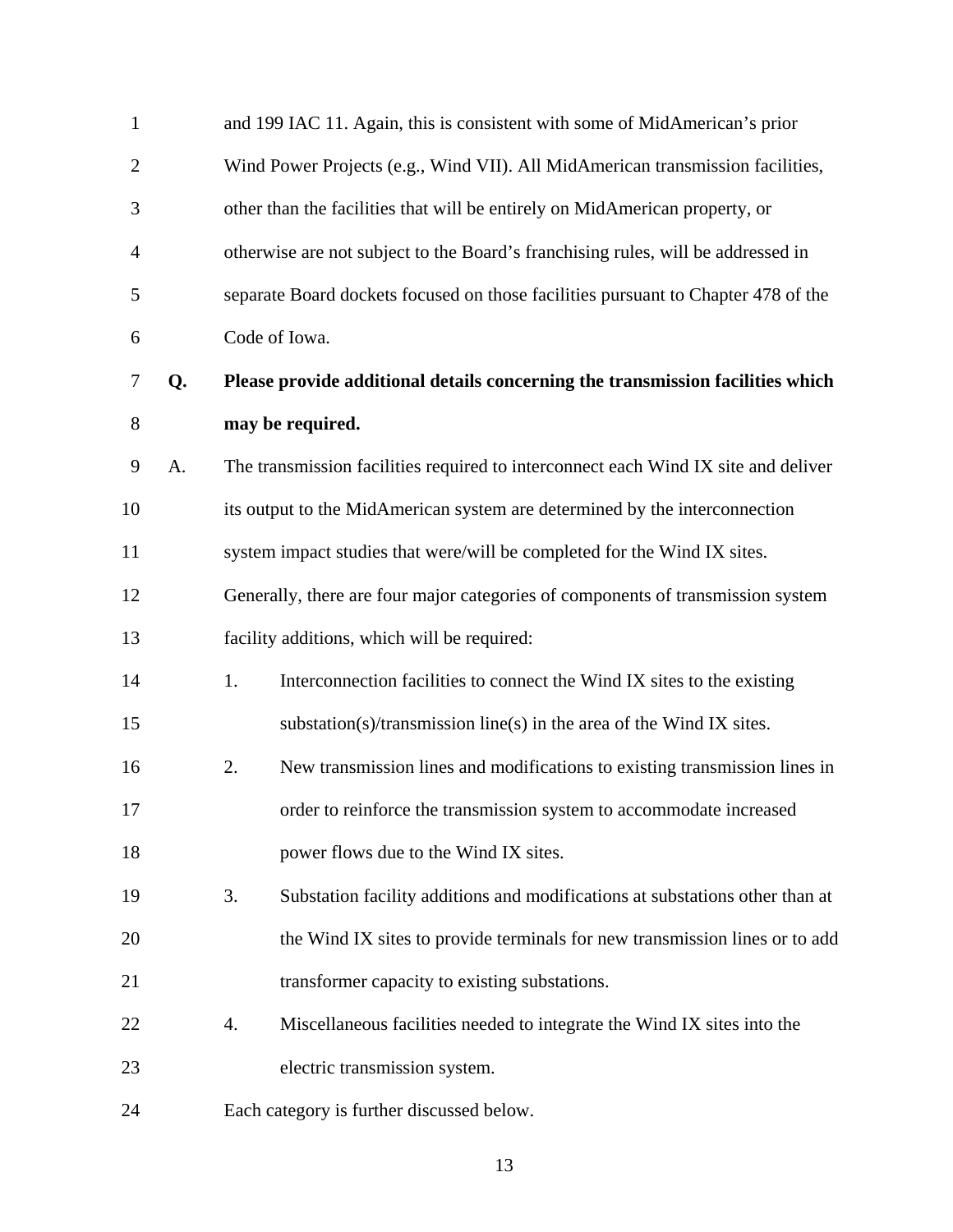and 199 IAC 11. Again, this is consistent with some of MidAmerican's prior Wind Power Projects (e.g., Wind VII). All MidAmerican transmission facilities, other than the facilities that will be entirely on MidAmerican property, or otherwise are not subject to the Board's franchising rules, will be addressed in separate Board dockets focused on those facilities pursuant to Chapter 478 of the Code of Iowa.

**Q. Please provide additional details concerning the transmission facilities which may be required.**

A. The transmission facilities required to interconnect each Wind IX site and deliver its output to the MidAmerican system are determined by the interconnection system impact studies that were/will be completed for the Wind IX sites. Generally, there are four major categories of components of transmission system facility additions, which will be required:

1. Interconnection facilities to connect the Wind IX sites to the existing substation(s)/transmission line(s) in the area of the Wind IX sites.
2. New transmission lines and modifications to existing transmission lines in order to reinforce the transmission system to accommodate increased power flows due to the Wind IX sites.
3. Substation facility additions and modifications at substations other than at the Wind IX sites to provide terminals for new transmission lines or to add transformer capacity to existing substations.
4. Miscellaneous facilities needed to integrate the Wind IX sites into the electric transmission system.

Each category is further discussed below.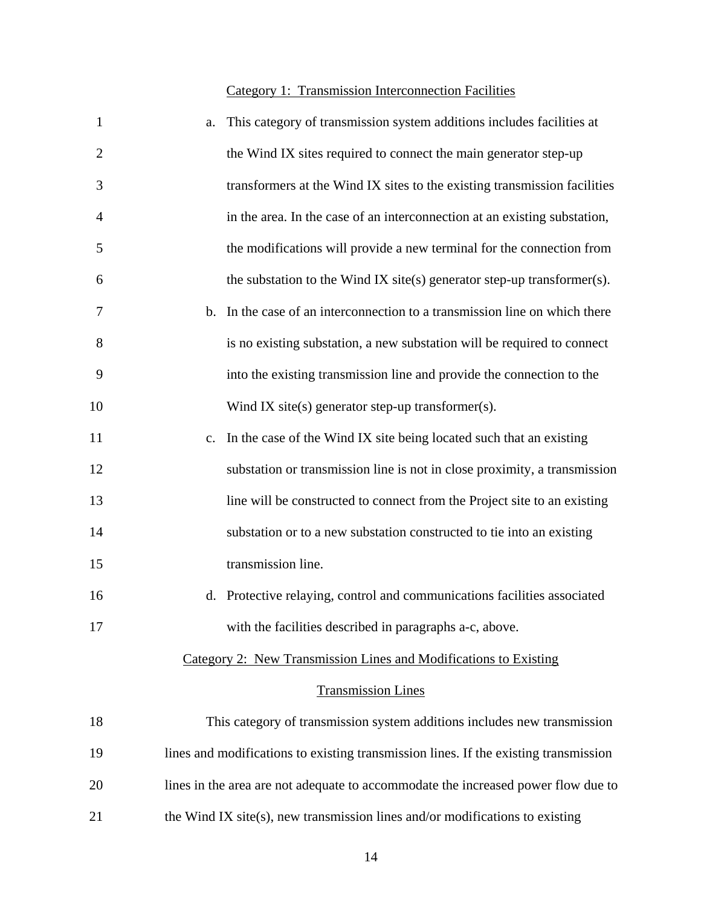Category 1: Transmission Interconnection Facilities

a. This category of transmission system additions includes facilities at the Wind IX sites required to connect the main generator step-up transformers at the Wind IX sites to the existing transmission facilities in the area. In the case of an interconnection at an existing substation, the modifications will provide a new terminal for the connection from the substation to the Wind IX site(s) generator step-up transformer(s).

b. In the case of an interconnection to a transmission line on which there is no existing substation, a new substation will be required to connect into the existing transmission line and provide the connection to the Wind IX site(s) generator step-up transformer(s).

c. In the case of the Wind IX site being located such that an existing substation or transmission line is not in close proximity, a transmission line will be constructed to connect from the Project site to an existing substation or to a new substation constructed to tie into an existing transmission line.

d. Protective relaying, control and communications facilities associated with the facilities described in paragraphs a-c, above.

Category 2: New Transmission Lines and Modifications to Existing Transmission Lines

This category of transmission system additions includes new transmission lines and modifications to existing transmission lines. If the existing transmission lines in the area are not adequate to accommodate the increased power flow due to the Wind IX site(s), new transmission lines and/or modifications to existing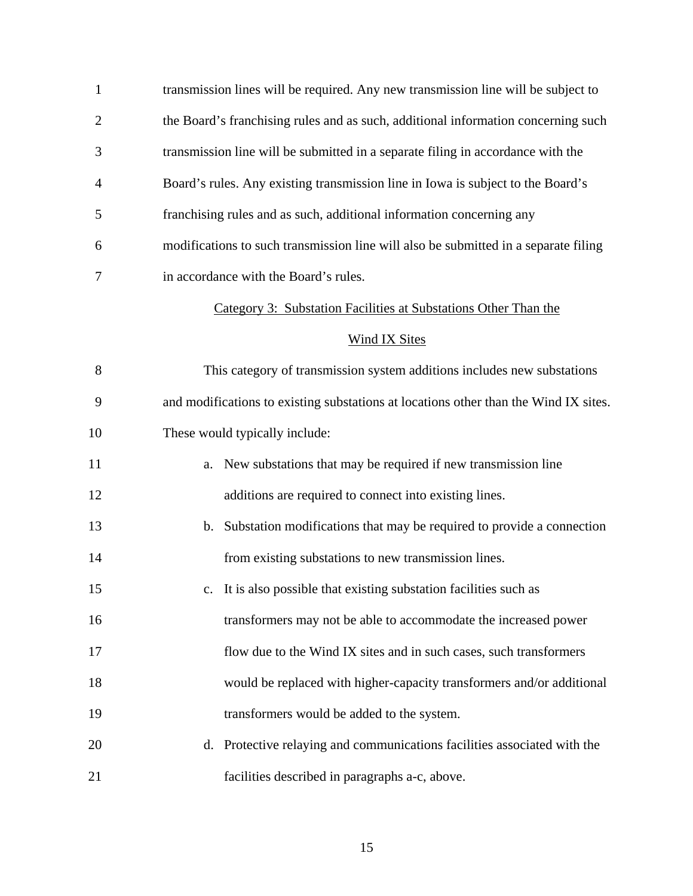transmission lines will be required. Any new transmission line will be subject to the Board's franchising rules and as such, additional information concerning such transmission line will be submitted in a separate filing in accordance with the Board's rules. Any existing transmission line in Iowa is subject to the Board's franchising rules and as such, additional information concerning any modifications to such transmission line will also be submitted in a separate filing in accordance with the Board's rules.

## Category 3: Substation Facilities at Substations Other Than the Wind IX Sites

This category of transmission system additions includes new substations and modifications to existing substations at locations other than the Wind IX sites. These would typically include:

a. New substations that may be required if new transmission line additions are required to connect into existing lines.

b. Substation modifications that may be required to provide a connection from existing substations to new transmission lines.

c. It is also possible that existing substation facilities such as transformers may not be able to accommodate the increased power flow due to the Wind IX sites and in such cases, such transformers would be replaced with higher-capacity transformers and/or additional transformers would be added to the system.

d. Protective relaying and communications facilities associated with the facilities described in paragraphs a-c, above.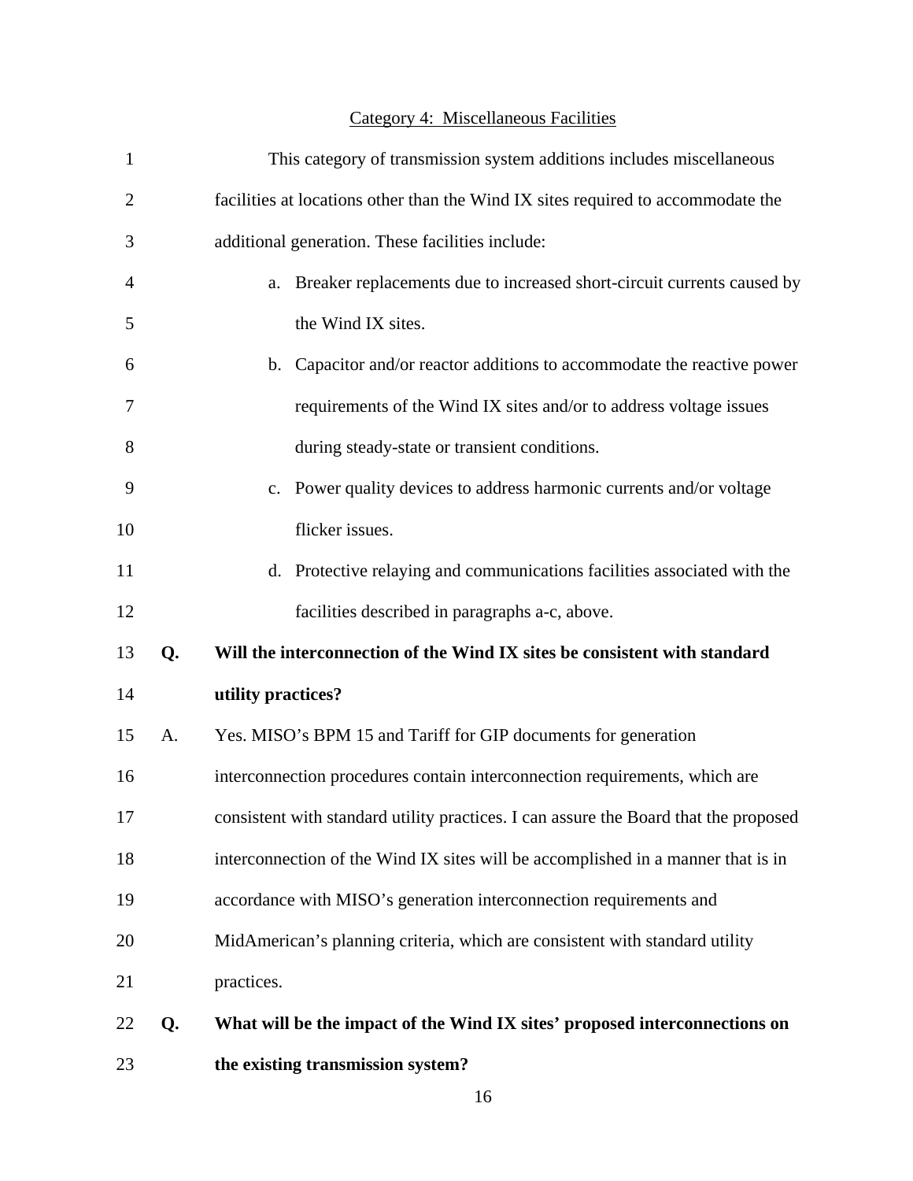Category 4: Miscellaneous Facilities

This category of transmission system additions includes miscellaneous facilities at locations other than the Wind IX sites required to accommodate the additional generation. These facilities include:

a. Breaker replacements due to increased short-circuit currents caused by the Wind IX sites.

b. Capacitor and/or reactor additions to accommodate the reactive power requirements of the Wind IX sites and/or to address voltage issues during steady-state or transient conditions.

c. Power quality devices to address harmonic currents and/or voltage flicker issues.

d. Protective relaying and communications facilities associated with the facilities described in paragraphs a-c, above.

**Q. Will the interconnection of the Wind IX sites be consistent with standard utility practices?**

A. Yes. MISO's BPM 15 and Tariff for GIP documents for generation interconnection procedures contain interconnection requirements, which are consistent with standard utility practices. I can assure the Board that the proposed interconnection of the Wind IX sites will be accomplished in a manner that is in accordance with MISO's generation interconnection requirements and MidAmerican's planning criteria, which are consistent with standard utility practices.

**Q. What will be the impact of the Wind IX sites' proposed interconnections on the existing transmission system?**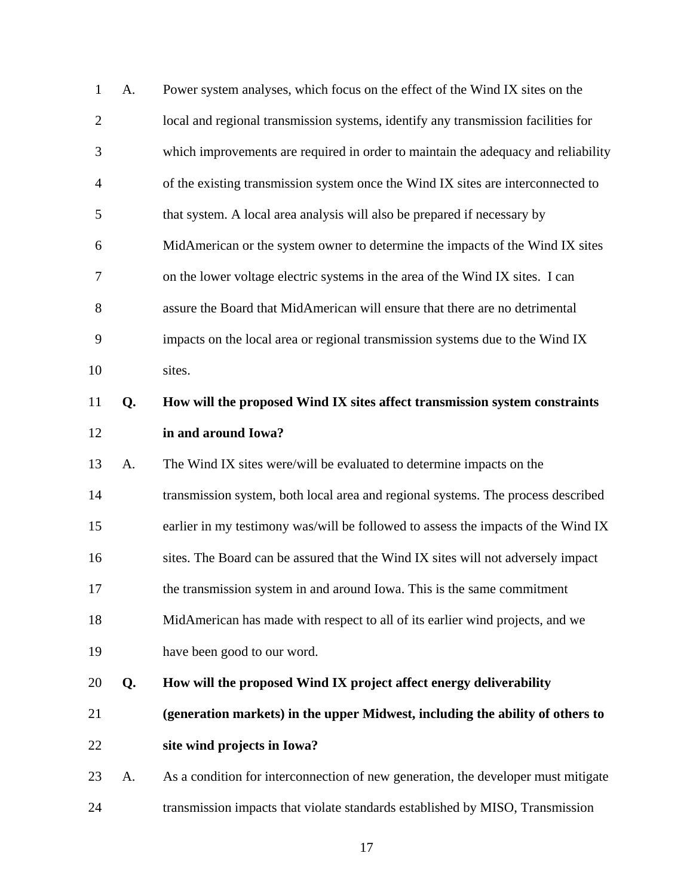A. Power system analyses, which focus on the effect of the Wind IX sites on the local and regional transmission systems, identify any transmission facilities for which improvements are required in order to maintain the adequacy and reliability of the existing transmission system once the Wind IX sites are interconnected to that system. A local area analysis will also be prepared if necessary by MidAmerican or the system owner to determine the impacts of the Wind IX sites on the lower voltage electric systems in the area of the Wind IX sites. I can assure the Board that MidAmerican will ensure that there are no detrimental impacts on the local area or regional transmission systems due to the Wind IX sites.

**Q. How will the proposed Wind IX sites affect transmission system constraints in and around Iowa?**

A. The Wind IX sites were/will be evaluated to determine impacts on the transmission system, both local area and regional systems. The process described earlier in my testimony was/will be followed to assess the impacts of the Wind IX sites. The Board can be assured that the Wind IX sites will not adversely impact the transmission system in and around Iowa. This is the same commitment MidAmerican has made with respect to all of its earlier wind projects, and we have been good to our word.

**Q. How will the proposed Wind IX project affect energy deliverability (generation markets) in the upper Midwest, including the ability of others to site wind projects in Iowa?**

A. As a condition for interconnection of new generation, the developer must mitigate transmission impacts that violate standards established by MISO, Transmission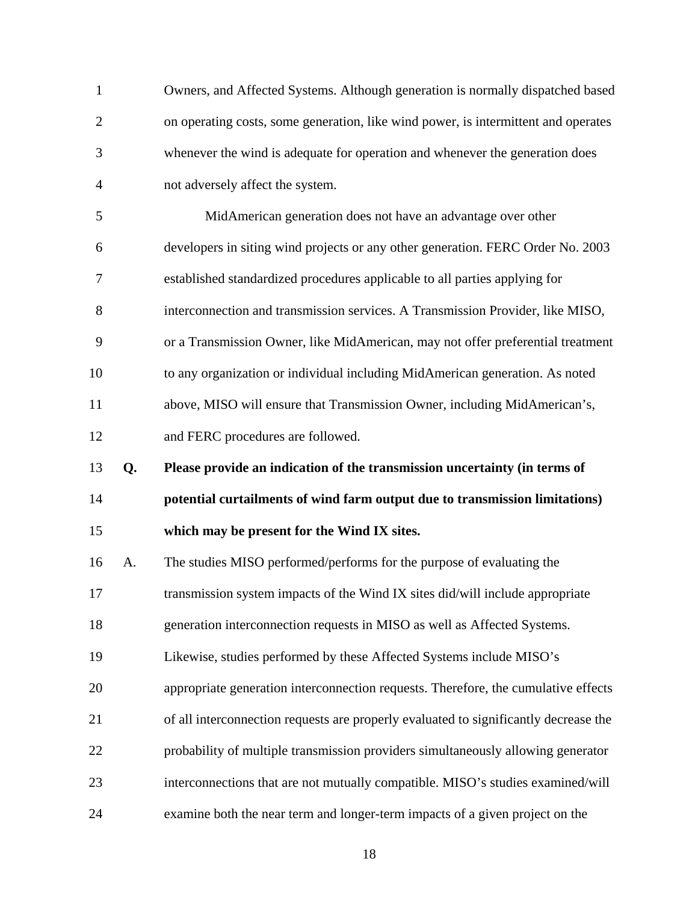Owners, and Affected Systems. Although generation is normally dispatched based on operating costs, some generation, like wind power, is intermittent and operates whenever the wind is adequate for operation and whenever the generation does not adversely affect the system.

MidAmerican generation does not have an advantage over other developers in siting wind projects or any other generation. FERC Order No. 2003 established standardized procedures applicable to all parties applying for interconnection and transmission services. A Transmission Provider, like MISO, or a Transmission Owner, like MidAmerican, may not offer preferential treatment to any organization or individual including MidAmerican generation. As noted above, MISO will ensure that Transmission Owner, including MidAmerican's, and FERC procedures are followed.

**Q. Please provide an indication of the transmission uncertainty (in terms of potential curtailments of wind farm output due to transmission limitations) which may be present for the Wind IX sites.**

A. The studies MISO performed/performs for the purpose of evaluating the transmission system impacts of the Wind IX sites did/will include appropriate generation interconnection requests in MISO as well as Affected Systems. Likewise, studies performed by these Affected Systems include MISO's appropriate generation interconnection requests. Therefore, the cumulative effects of all interconnection requests are properly evaluated to significantly decrease the probability of multiple transmission providers simultaneously allowing generator interconnections that are not mutually compatible. MISO's studies examined/will examine both the near term and longer-term impacts of a given project on the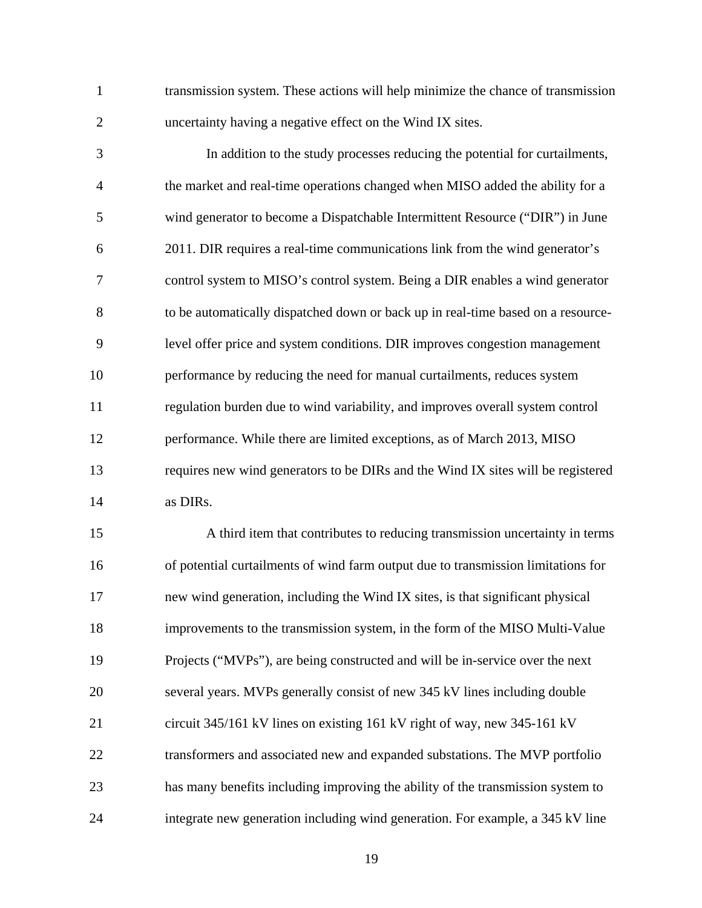transmission system. These actions will help minimize the chance of transmission uncertainty having a negative effect on the Wind IX sites.

In addition to the study processes reducing the potential for curtailments, the market and real-time operations changed when MISO added the ability for a wind generator to become a Dispatchable Intermittent Resource ("DIR") in June 2011. DIR requires a real-time communications link from the wind generator's control system to MISO's control system. Being a DIR enables a wind generator to be automatically dispatched down or back up in real-time based on a resource-level offer price and system conditions. DIR improves congestion management performance by reducing the need for manual curtailments, reduces system regulation burden due to wind variability, and improves overall system control performance. While there are limited exceptions, as of March 2013, MISO requires new wind generators to be DIRs and the Wind IX sites will be registered as DIRs.

A third item that contributes to reducing transmission uncertainty in terms of potential curtailments of wind farm output due to transmission limitations for new wind generation, including the Wind IX sites, is that significant physical improvements to the transmission system, in the form of the MISO Multi-Value Projects ("MVPs"), are being constructed and will be in-service over the next several years. MVPs generally consist of new 345 kV lines including double circuit 345/161 kV lines on existing 161 kV right of way, new 345-161 kV transformers and associated new and expanded substations. The MVP portfolio has many benefits including improving the ability of the transmission system to integrate new generation including wind generation. For example, a 345 kV line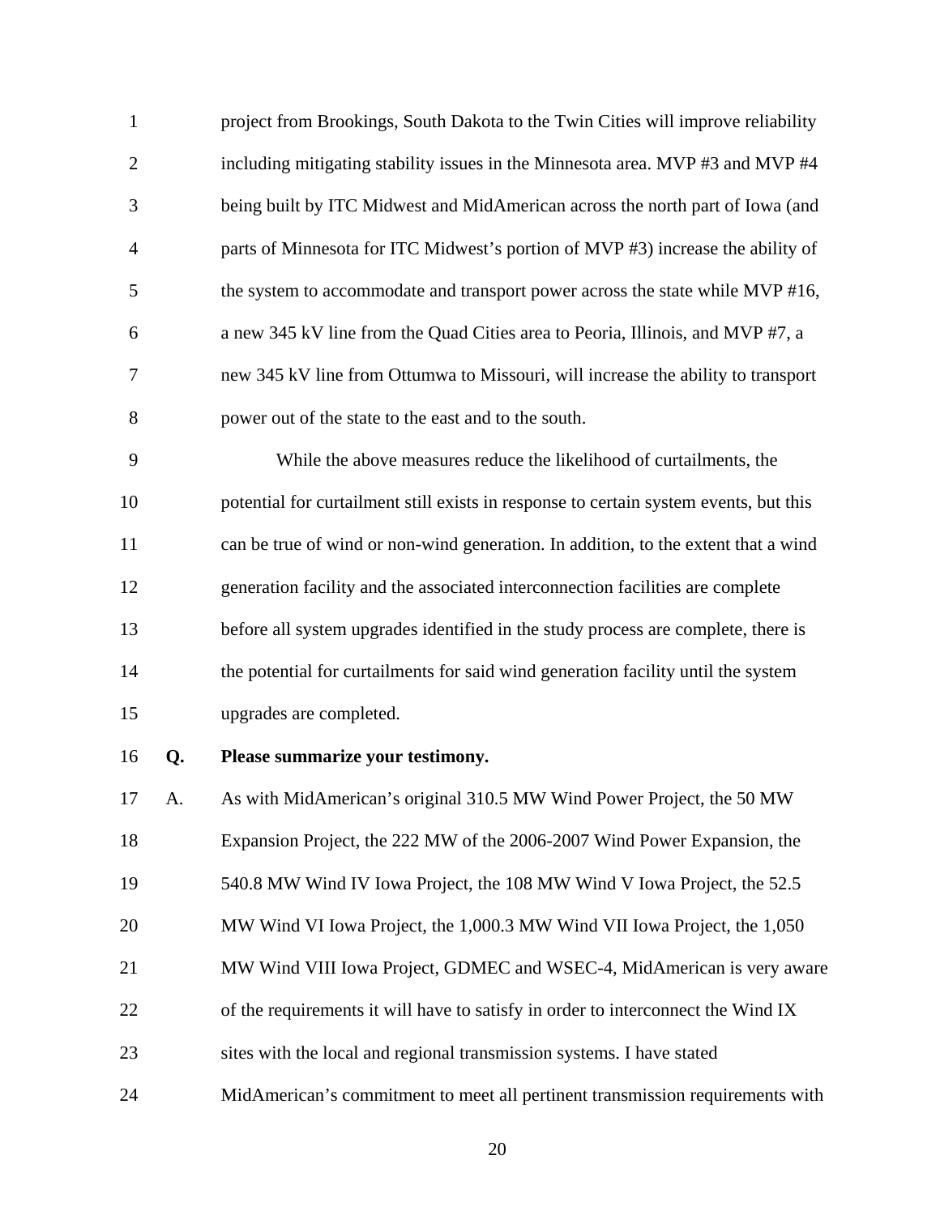project from Brookings, South Dakota to the Twin Cities will improve reliability including mitigating stability issues in the Minnesota area. MVP #3 and MVP #4 being built by ITC Midwest and MidAmerican across the north part of Iowa (and parts of Minnesota for ITC Midwest's portion of MVP #3) increase the ability of the system to accommodate and transport power across the state while MVP #16, a new 345 kV line from the Quad Cities area to Peoria, Illinois, and MVP #7, a new 345 kV line from Ottumwa to Missouri, will increase the ability to transport power out of the state to the east and to the south.

While the above measures reduce the likelihood of curtailments, the potential for curtailment still exists in response to certain system events, but this can be true of wind or non-wind generation. In addition, to the extent that a wind generation facility and the associated interconnection facilities are complete before all system upgrades identified in the study process are complete, there is the potential for curtailments for said wind generation facility until the system upgrades are completed.

**Q. Please summarize your testimony.**

A. As with MidAmerican's original 310.5 MW Wind Power Project, the 50 MW Expansion Project, the 222 MW of the 2006-2007 Wind Power Expansion, the 540.8 MW Wind IV Iowa Project, the 108 MW Wind V Iowa Project, the 52.5 MW Wind VI Iowa Project, the 1,000.3 MW Wind VII Iowa Project, the 1,050 MW Wind VIII Iowa Project, GDMEC and WSEC-4, MidAmerican is very aware of the requirements it will have to satisfy in order to interconnect the Wind IX sites with the local and regional transmission systems. I have stated MidAmerican's commitment to meet all pertinent transmission requirements with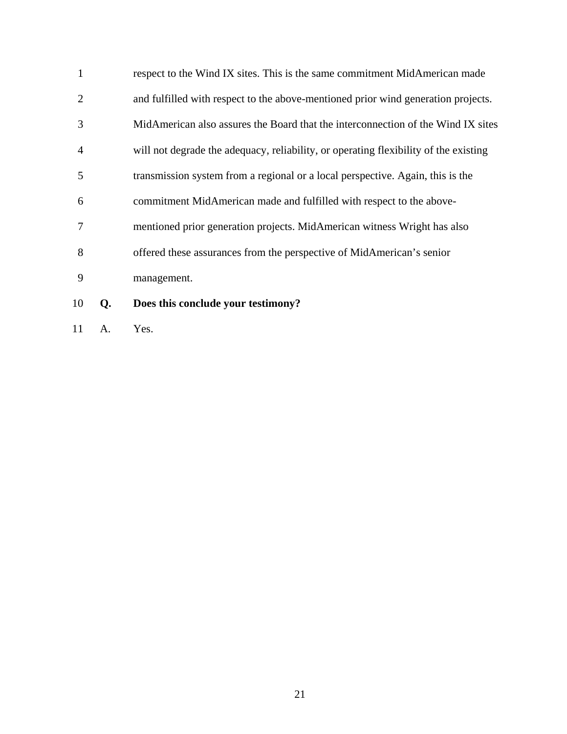respect to the Wind IX sites. This is the same commitment MidAmerican made and fulfilled with respect to the above-mentioned prior wind generation projects. MidAmerican also assures the Board that the interconnection of the Wind IX sites will not degrade the adequacy, reliability, or operating flexibility of the existing transmission system from a regional or a local perspective. Again, this is the commitment MidAmerican made and fulfilled with respect to the above-mentioned prior generation projects. MidAmerican witness Wright has also offered these assurances from the perspective of MidAmerican's senior management.

**Q. Does this conclude your testimony?**

A. Yes.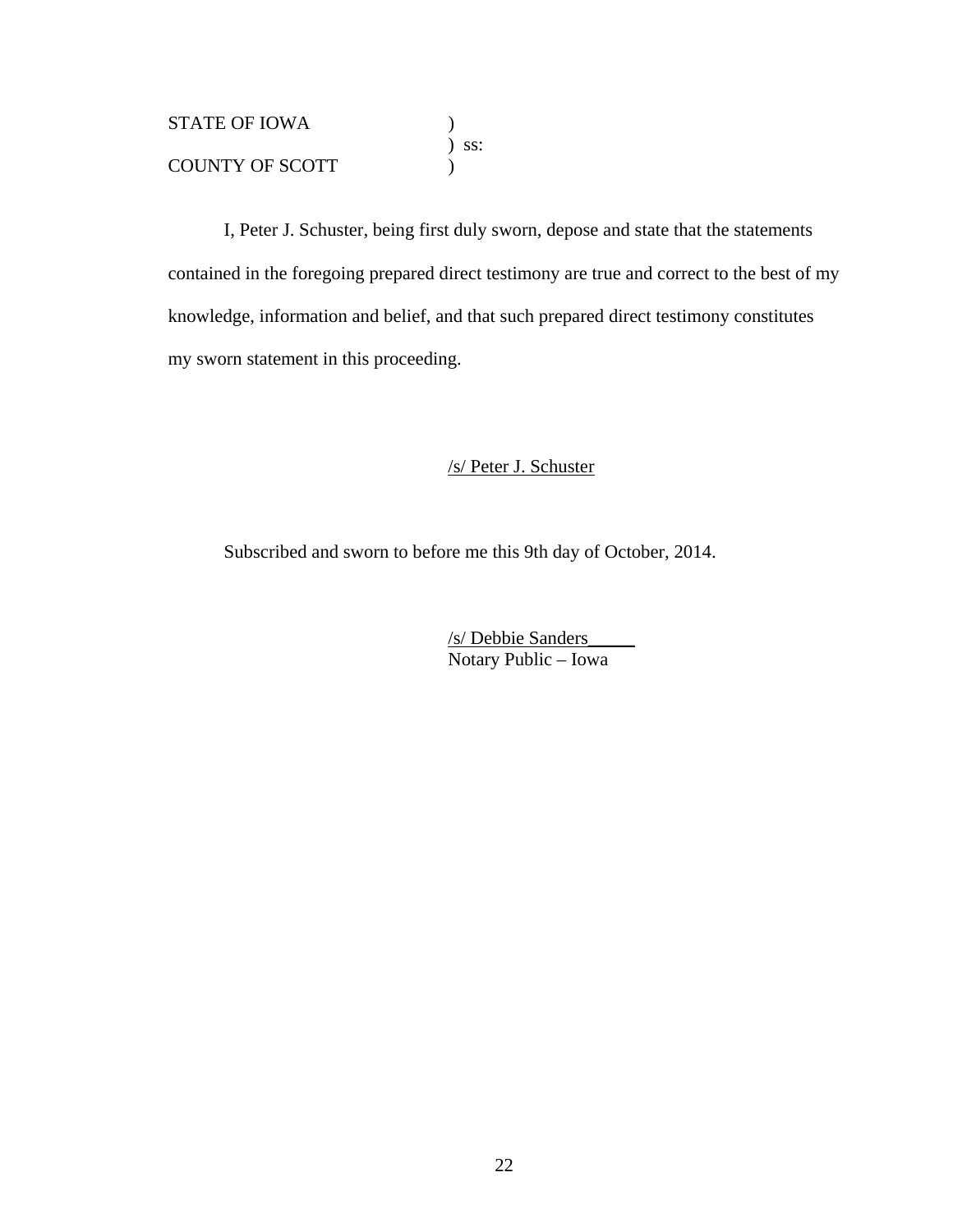STATE OF IOWA )
) ss:
COUNTY OF SCOTT )

I, Peter J. Schuster, being first duly sworn, depose and state that the statements contained in the foregoing prepared direct testimony are true and correct to the best of my knowledge, information and belief, and that such prepared direct testimony constitutes my sworn statement in this proceeding.

/s/ Peter J. Schuster

Subscribed and sworn to before me this 9th day of October, 2014.

/s/ Debbie Sanders_____
Notary Public – Iowa